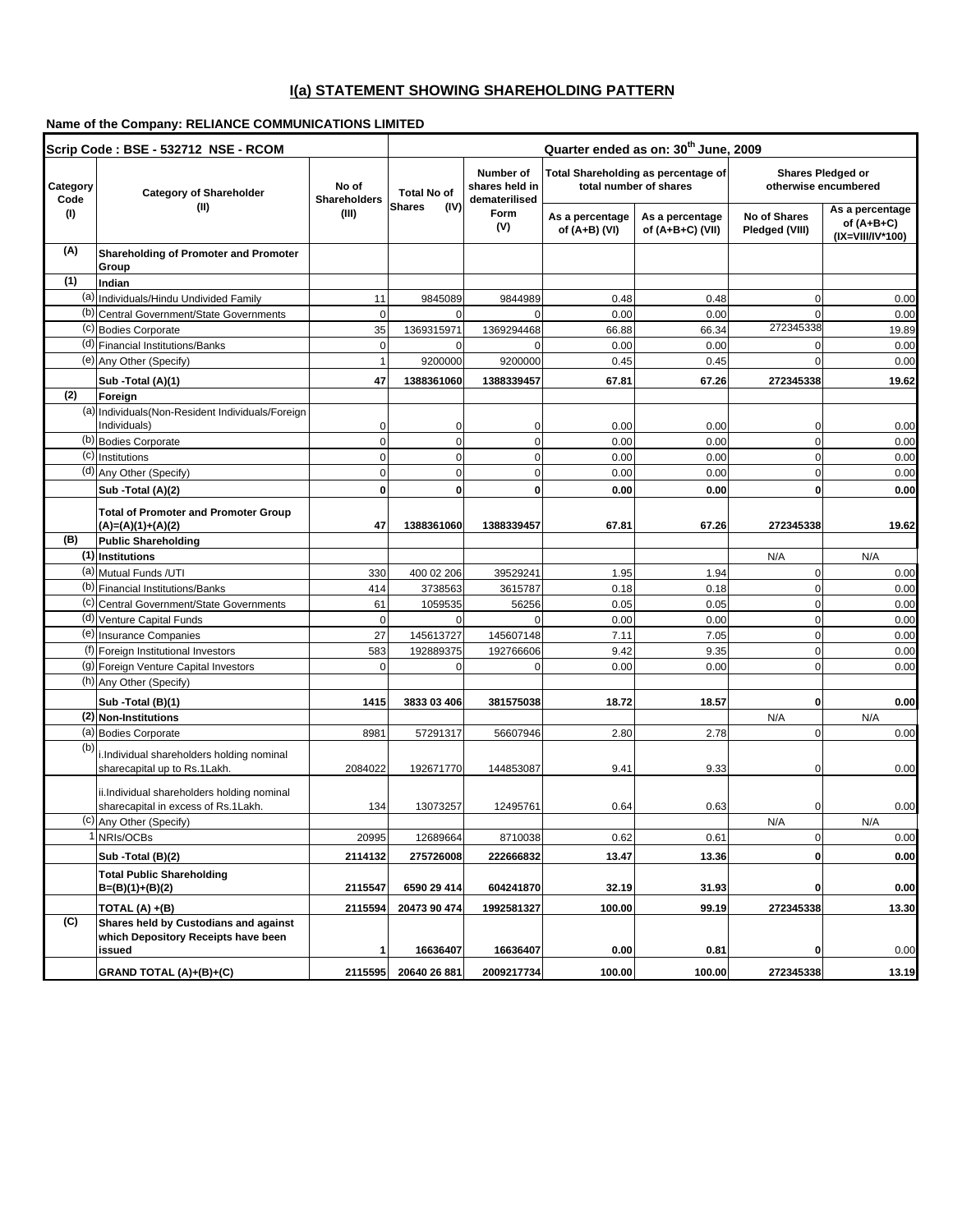## I(a) STATEMENT SHOWING SHAREHOLDING PATTERN

**Name of the Company: RELIANCE COMMUNICATIONS LIMITED**

| Scrip Code : BSE - 532712 NSE - RCOM | | | Quarter ended as on: 30th June, 2009 | | | | | |
|---|---|---|---|---|---|---|---|---|
| Category Code (I) | Category of Shareholder (II) | No of Shareholders (III) | Total No of Shares (IV) | Number of shares held in dematerilised Form (V) | Total Shareholding as percentage of total number of shares | | Shares Pledged or otherwise encumbered | |
| | | | | | As a percentage of (A+B) (VI) | As a percentage of (A+B+C) (VII) | No of Shares Pledged (VIII) | As a percentage of (A+B+C) (IX=VIII/IV*100) |
| **(A)** | **Shareholding of Promoter and Promoter Group** | | | | | | | |
| **(1)** | **Indian** | | | | | | | |
| (a) | Individuals/Hindu Undivided Family | 11 | 9845089 | 9844989 | 0.48 | 0.48 | 0 | 0.00 |
| (b) | Central Government/State Governments | 0 | 0 | 0 | 0.00 | 0.00 | 0 | 0.00 |
| (c) | Bodies Corporate | 35 | 1369315971 | 1369294468 | 66.88 | 66.34 | 272345338 | 19.89 |
| (d) | Financial Institutions/Banks | 0 | 0 | 0 | 0.00 | 0.00 | 0 | 0.00 |
| (e) | Any Other (Specify) | 1 | 9200000 | 9200000 | 0.45 | 0.45 | 0 | 0.00 |
| | **Sub -Total (A)(1)** | **47** | **1388361060** | **1388339457** | **67.81** | **67.26** | **272345338** | **19.62** |
| **(2)** | **Foreign** | | | | | | | |
| (a) | Individuals(Non-Resident Individuals/Foreign Individuals) | 0 | 0 | 0 | 0.00 | 0.00 | 0 | 0.00 |
| (b) | Bodies Corporate | 0 | 0 | 0 | 0.00 | 0.00 | 0 | 0.00 |
| (c) | Institutions | 0 | 0 | 0 | 0.00 | 0.00 | 0 | 0.00 |
| (d) | Any Other (Specify) | 0 | 0 | 0 | 0.00 | 0.00 | 0 | 0.00 |
| | **Sub -Total (A)(2)** | **0** | **0** | **0** | **0.00** | **0.00** | **0** | **0.00** |
| | **Total of Promoter and Promoter Group (A)=(A)(1)+(A)(2)** | **47** | **1388361060** | **1388339457** | **67.81** | **67.26** | **272345338** | **19.62** |
| **(B)** | **Public Shareholding** | | | | | | | |
| **(1)** | **Institutions** | | | | | | N/A | N/A |
| (a) | Mutual Funds /UTI | 330 | 400 02 206 | 39529241 | 1.95 | 1.94 | 0 | 0.00 |
| (b) | Financial Institutions/Banks | 414 | 3738563 | 3615787 | 0.18 | 0.18 | 0 | 0.00 |
| (c) | Central Government/State Governments | 61 | 1059535 | 56256 | 0.05 | 0.05 | 0 | 0.00 |
| (d) | Venture Capital Funds | 0 | 0 | 0 | 0.00 | 0.00 | 0 | 0.00 |
| (e) | Insurance Companies | 27 | 145613727 | 145607148 | 7.11 | 7.05 | 0 | 0.00 |
| (f) | Foreign Institutional Investors | 583 | 192889375 | 192766606 | 9.42 | 9.35 | 0 | 0.00 |
| (g) | Foreign Venture Capital Investors | 0 | 0 | 0 | 0.00 | 0.00 | 0 | 0.00 |
| (h) | Any Other (Specify) | | | | | | | |
| | **Sub -Total (B)(1)** | **1415** | **3833 03 406** | **381575038** | **18.72** | **18.57** | **0** | **0.00** |
| **(2)** | **Non-Institutions** | | | | | | N/A | N/A |
| (a) | Bodies Corporate | 8981 | 57291317 | 56607946 | 2.80 | 2.78 | 0 | 0.00 |
| (b) | i.Individual shareholders holding nominal sharecapital up to Rs.1Lakh. | 2084022 | 192671770 | 144853087 | 9.41 | 9.33 | 0 | 0.00 |
| | ii.Individual shareholders holding nominal sharecapital in excess of Rs.1Lakh. | 134 | 13073257 | 12495761 | 0.64 | 0.63 | 0 | 0.00 |
| (c) | Any Other (Specify) | | | | | | N/A | N/A |
| 1 | NRIs/OCBs | 20995 | 12689664 | 8710038 | 0.62 | 0.61 | 0 | 0.00 |
| | **Sub -Total (B)(2)** | **2114132** | **275726008** | **222666832** | **13.47** | **13.36** | **0** | **0.00** |
| | **Total Public Shareholding B=(B)(1)+(B)(2)** | **2115547** | **6590 29 414** | **604241870** | **32.19** | **31.93** | **0** | **0.00** |
| | **TOTAL (A) +(B)** | **2115594** | **20473 90 474** | **1992581327** | **100.00** | **99.19** | **272345338** | **13.30** |
| **(C)** | **Shares held by Custodians and against which Depository Receipts have been issued** | **1** | **16636407** | **16636407** | **0.00** | **0.81** | **0** | 0.00 |
| | **GRAND TOTAL (A)+(B)+(C)** | **2115595** | **20640 26 881** | **2009217734** | **100.00** | **100.00** | **272345338** | **13.19** |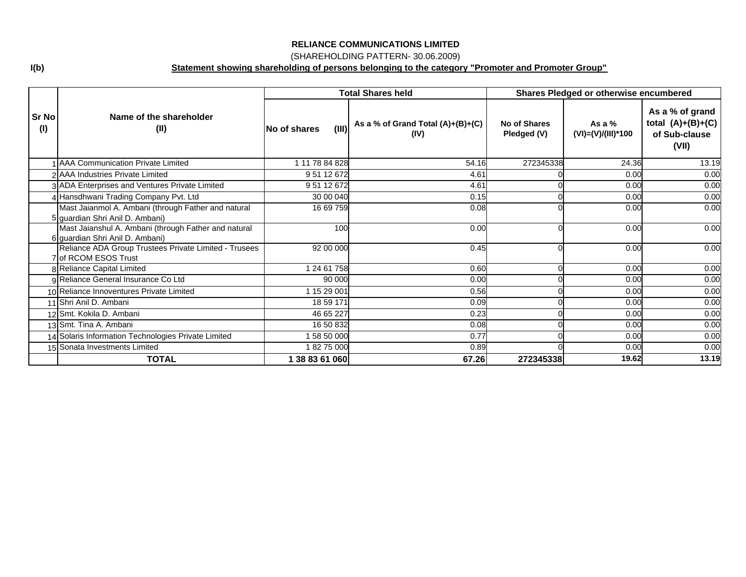**RELIANCE COMMUNICATIONS LIMITED**

(SHAREHOLDING PATTERN- 30.06.2009)

**I(b)** **Statement showing shareholding of persons belonging to the category "Promoter and Promoter Group"**

| Sr No (I) | Name of the shareholder (II) | Total Shares held | | Shares Pledged or otherwise encumbered | | |
|---|---|---|---|---|---|---|
| | | No of shares (III) | As a % of Grand Total (A)+(B)+(C) (IV) | No of Shares Pledged (V) | As a % (VI)=(V)/(III)*100 | As a % of grand total (A)+(B)+(C) of Sub-clause (VII) |
| 1 | AAA Communication Private Limited | 1 11 78 84 828 | 54.16 | 272345338 | 24.36 | 13.19 |
| 2 | AAA Industries Private Limited | 9 51 12 672 | 4.61 | 0 | 0.00 | 0.00 |
| 3 | ADA Enterprises and Ventures Private Limited | 9 51 12 672 | 4.61 | 0 | 0.00 | 0.00 |
| 4 | Hansdhwani Trading Company Pvt. Ltd | 30 00 040 | 0.15 | 0 | 0.00 | 0.00 |
| 5 | Mast Jaianmol A. Ambani (through Father and natural guardian Shri Anil D. Ambani) | 16 69 759 | 0.08 | 0 | 0.00 | 0.00 |
| 6 | Mast Jaianshul A. Ambani (through Father and natural guardian Shri Anil D. Ambani) | 100 | 0.00 | 0 | 0.00 | 0.00 |
| 7 | Reliance ADA Group Trustees Private Limited - Trusees of RCOM ESOS Trust | 92 00 000 | 0.45 | 0 | 0.00 | 0.00 |
| 8 | Reliance Capital Limited | 1 24 61 758 | 0.60 | 0 | 0.00 | 0.00 |
| 9 | Reliance General Insurance Co Ltd | 90 000 | 0.00 | 0 | 0.00 | 0.00 |
| 10 | Reliance Innoventures Private Limited | 1 15 29 001 | 0.56 | 0 | 0.00 | 0.00 |
| 11 | Shri Anil D. Ambani | 18 59 171 | 0.09 | 0 | 0.00 | 0.00 |
| 12 | Smt. Kokila D. Ambani | 46 65 227 | 0.23 | 0 | 0.00 | 0.00 |
| 13 | Smt. Tina A. Ambani | 16 50 832 | 0.08 | 0 | 0.00 | 0.00 |
| 14 | Solaris Information Technologies Private Limited | 1 58 50 000 | 0.77 | 0 | 0.00 | 0.00 |
| 15 | Sonata Investments Limited | 1 82 75 000 | 0.89 | 0 | 0.00 | 0.00 |
| | **TOTAL** | **1 38 83 61 060** | **67.26** | **272345338** | **19.62** | **13.19** |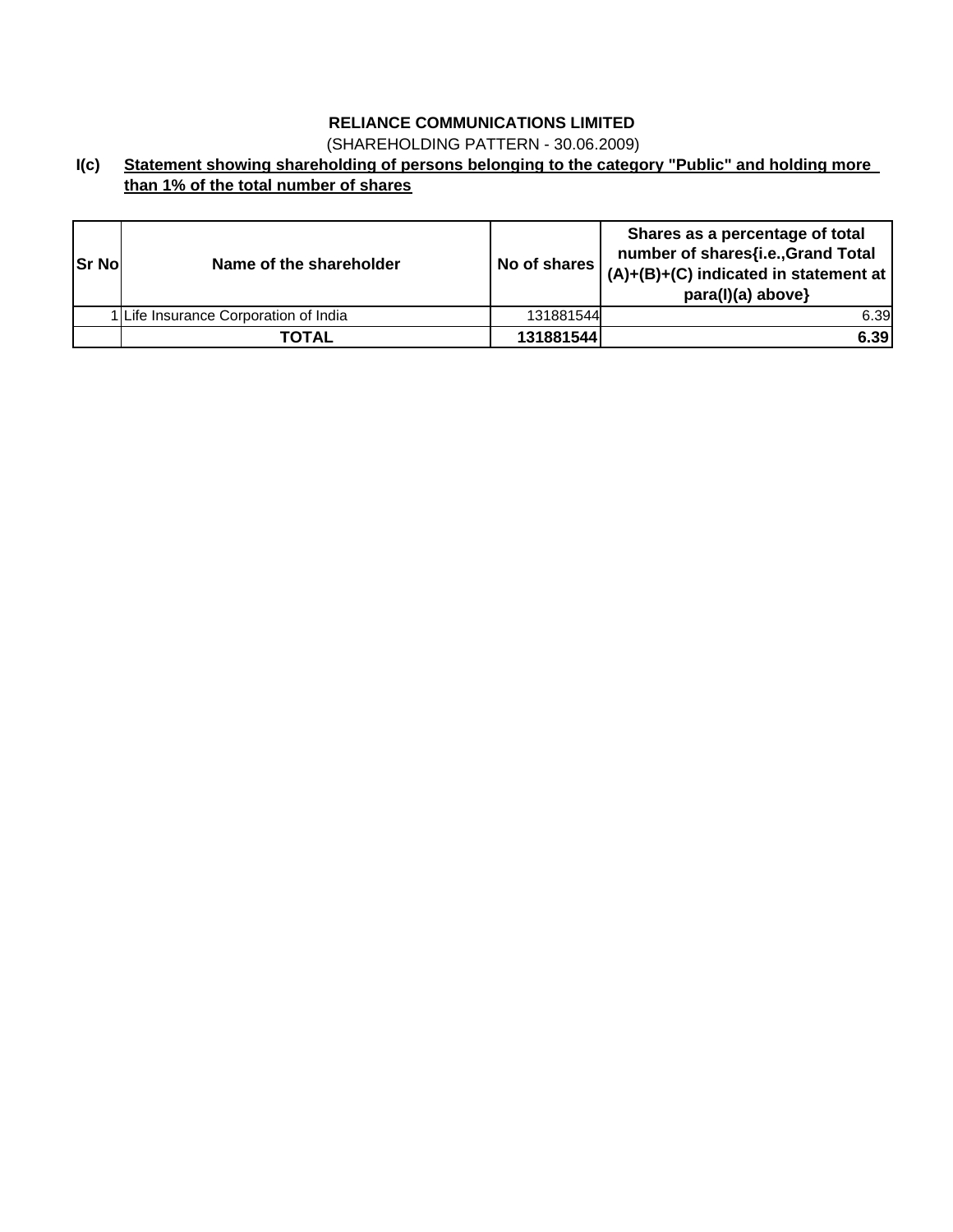**RELIANCE COMMUNICATIONS LIMITED**

(SHAREHOLDING PATTERN - 30.06.2009)

**I(c) Statement showing shareholding of persons belonging to the category "Public" and holding more than 1% of the total number of shares**

| Sr No | Name of the shareholder | No of shares | Shares as a percentage of total number of shares{i.e.,Grand Total (A)+(B)+(C) indicated in statement at para(I)(a) above} |
|---|---|---|---|
| 1 | Life Insurance Corporation of India | 131881544 | 6.39 |
| | **TOTAL** | **131881544** | **6.39** |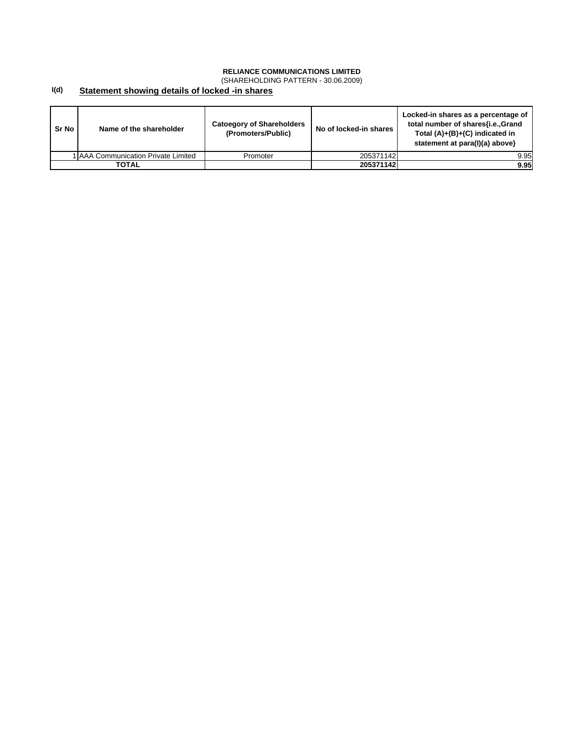**RELIANCE COMMUNICATIONS LIMITED**

(SHAREHOLDING PATTERN - 30.06.2009)

**I(d)** **Statement showing details of locked -in shares**

| Sr No | Name of the shareholder | Catoegory of Shareholders (Promoters/Public) | No of locked-in shares | Locked-in shares as a percentage of total number of shares{i.e.,Grand Total (A)+(B)+(C) indicated in statement at para(I)(a) above} |
|---|---|---|---|---|
| 1 | AAA Communication Private Limited | Promoter | 205371142 | 9.95 |
| **TOTAL** | | | **205371142** | **9.95** |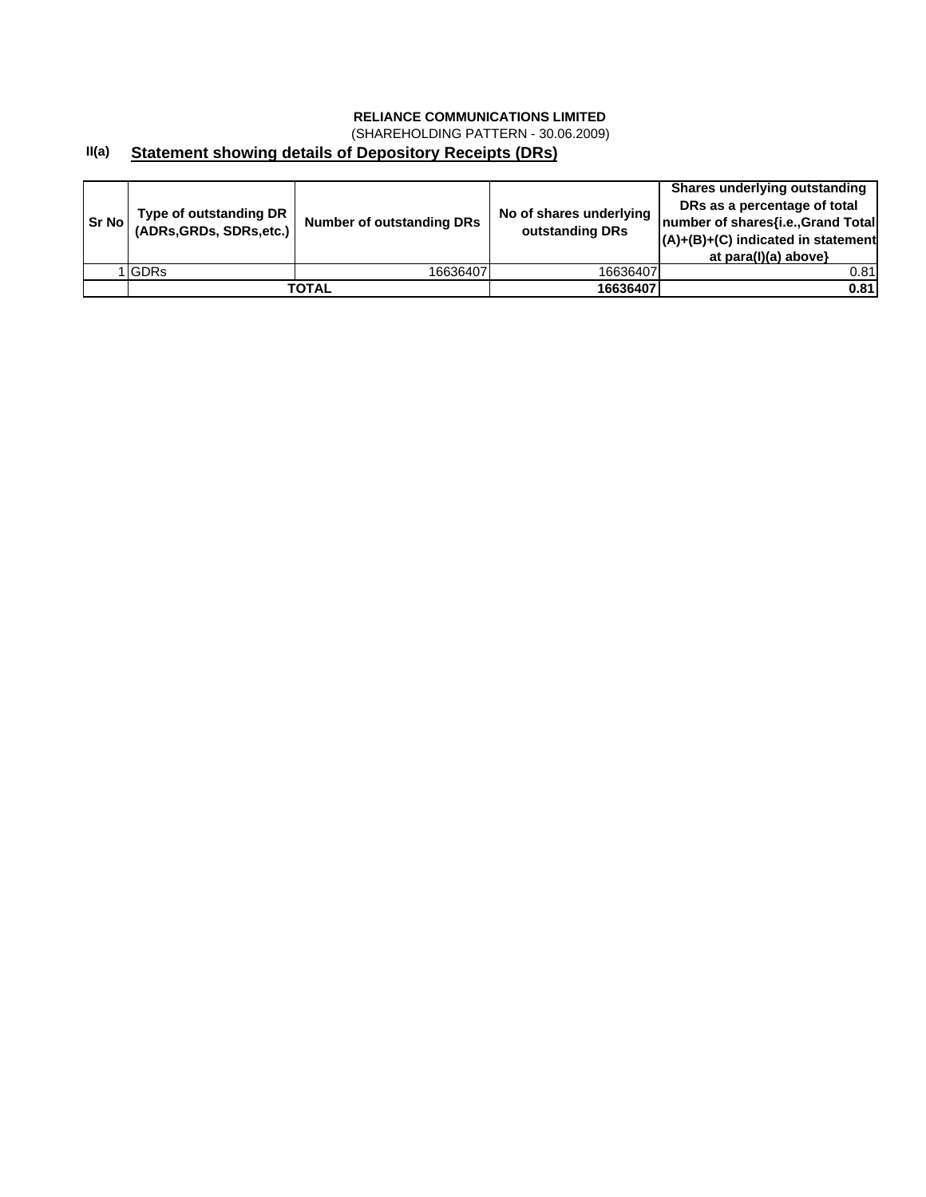**RELIANCE COMMUNICATIONS LIMITED**

(SHAREHOLDING PATTERN - 30.06.2009)

## II(a) Statement showing details of Depository Receipts (DRs)

| Sr No | Type of outstanding DR (ADRs,GRDs, SDRs,etc.) | Number of outstanding DRs | No of shares underlying outstanding DRs | Shares underlying outstanding DRs as a percentage of total number of shares{i.e.,Grand Total (A)+(B)+(C) indicated in statement at para(I)(a) above} |
|---|---|---|---|---|
| 1 | GDRs | 16636407 | 16636407 | 0.81 |
| | **TOTAL** | | **16636407** | **0.81** |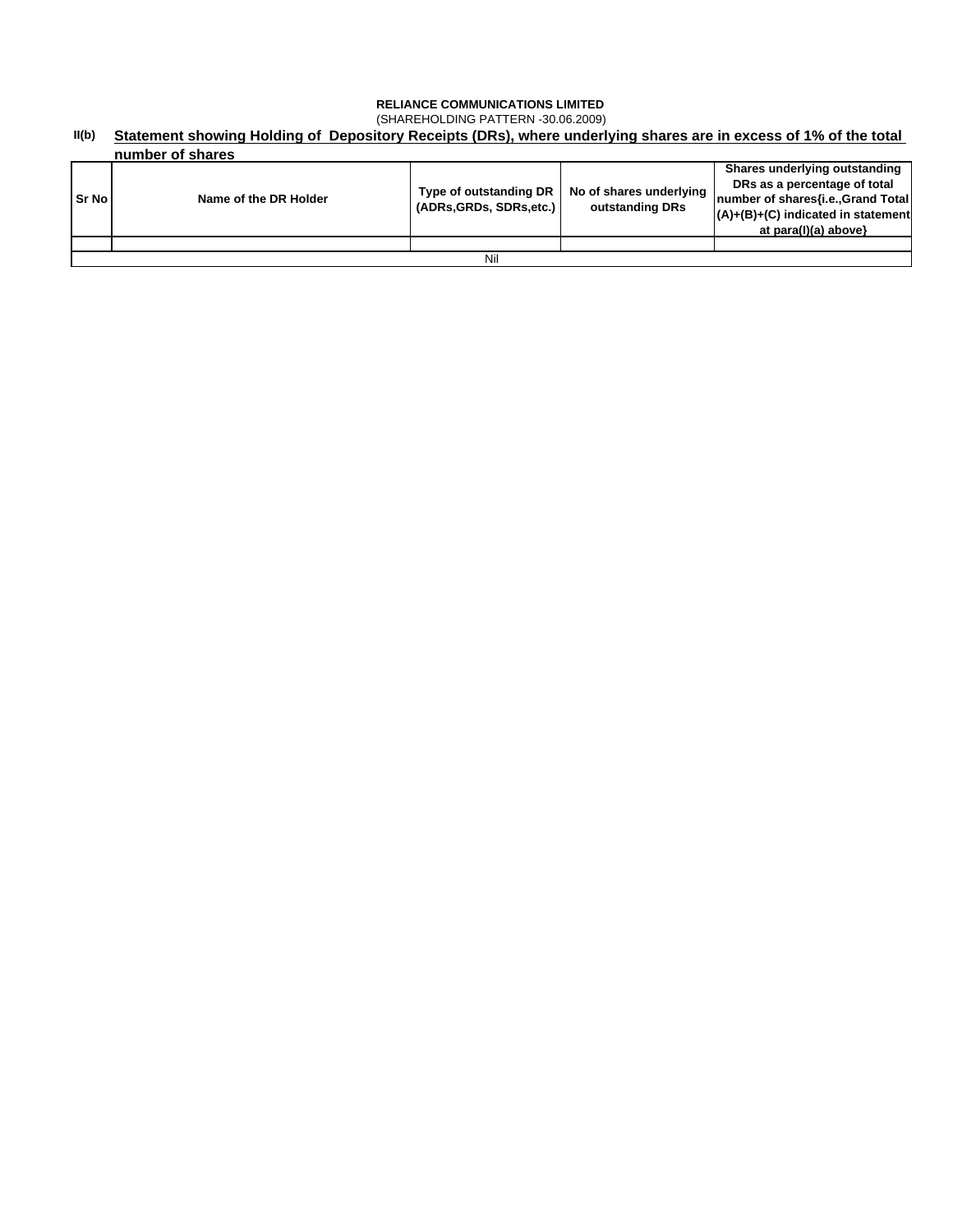**RELIANCE COMMUNICATIONS LIMITED**

(SHAREHOLDING PATTERN -30.06.2009)

## II(b) Statement showing Holding of Depository Receipts (DRs), where underlying shares are in excess of 1% of the total number of shares

| Sr No | Name of the DR Holder | Type of outstanding DR (ADRs,GRDs, SDRs,etc.) | No of shares underlying outstanding DRs | Shares underlying outstanding DRs as a percentage of total number of shares{i.e.,Grand Total (A)+(B)+(C) indicated in statement at para(I)(a) above} |
|---|---|---|---|---|
| | | | | |
| Nil | | | | |